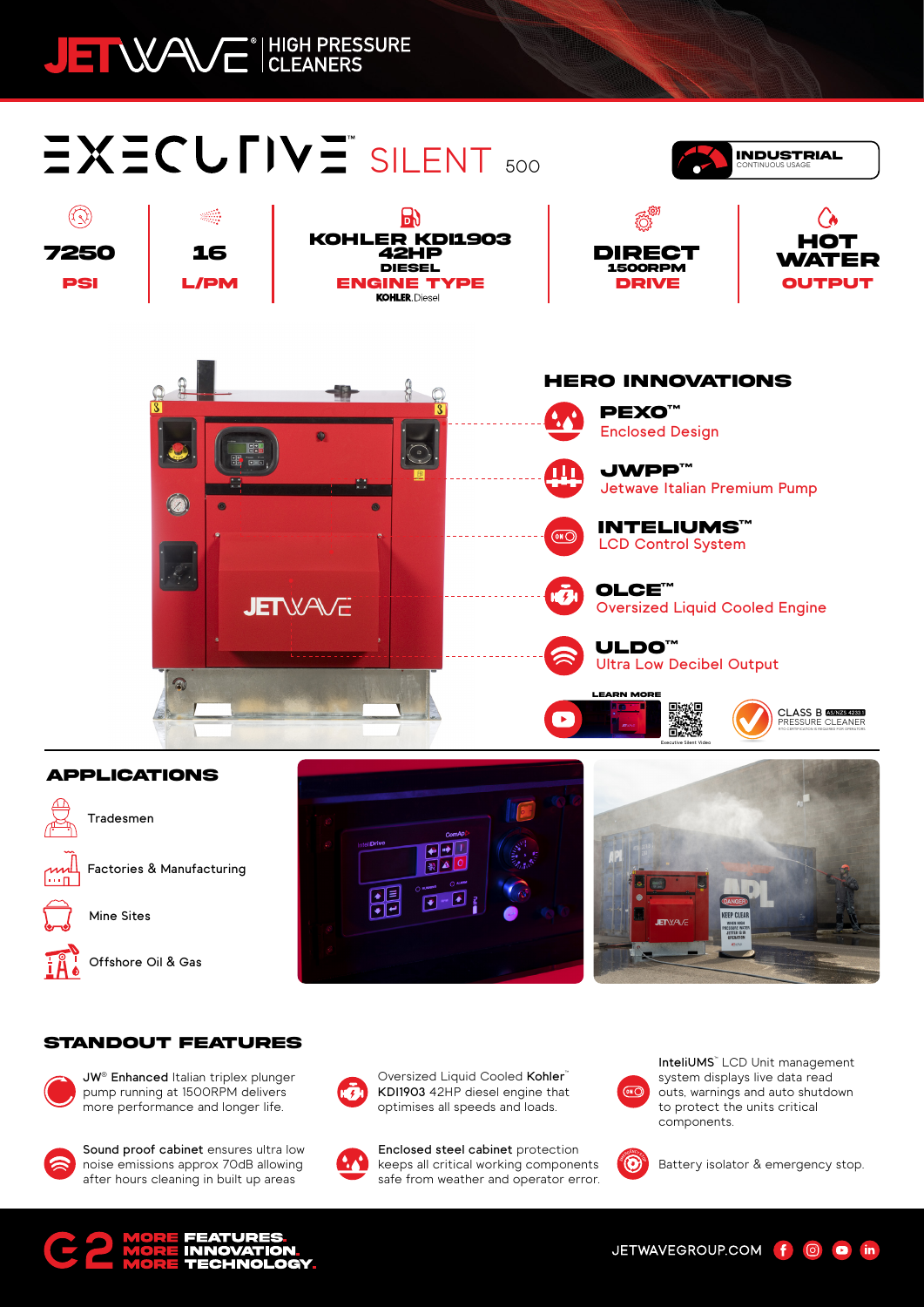JETWAVE® | HIGH PRESSURE CLEANERS

# EXECUTIVE™ SILENT 500

**INDUSTRIAL** CONTINUOUS USAGE

| 7250 | 16 | KOHLER KDI1903 42HP DIESEL | DIRECT 1500RPM | HOT WATER |
|---|---|---|---|---|
| PSI | L/PM | ENGINE TYPE | DRIVE | OUTPUT |

KOHLER. Diesel

## HERO INNOVATIONS

- **PEXO™** Enclosed Design
- **JWPP™** Jetwave Italian Premium Pump
- **INTELIUMS™** LCD Control System
- **OLCE™** Oversized Liquid Cooled Engine
- **ULDO™** Ultra Low Decibel Output

LEARN MORE

Executive Silent Video

CLASS B AS/NZS 4233.1 PRESSURE CLEANER

## APPLICATIONS

- Tradesmen
- Factories & Manufacturing
- Mine Sites
- Offshore Oil & Gas

## STANDOUT FEATURES

- JW® **Enhanced** Italian triplex plunger pump running at 1500RPM delivers more performance and longer life.
- Oversized Liquid Cooled **Kohler**™ KDI1903 42HP diesel engine that optimises all speeds and loads.
- **InteliUMS**™ LCD Unit management system displays live data read outs, warnings and auto shutdown to protect the units critical components.
- **Sound proof cabinet** ensures ultra low noise emissions approx 70dB allowing after hours cleaning in built up areas
- **Enclosed steel cabinet** protection keeps all critical working components safe from weather and operator error.
- Battery isolator & emergency stop.

G2 MORE FEATURES. MORE INNOVATION. MORE TECHNOLOGY.

JETWAVEGROUP.COM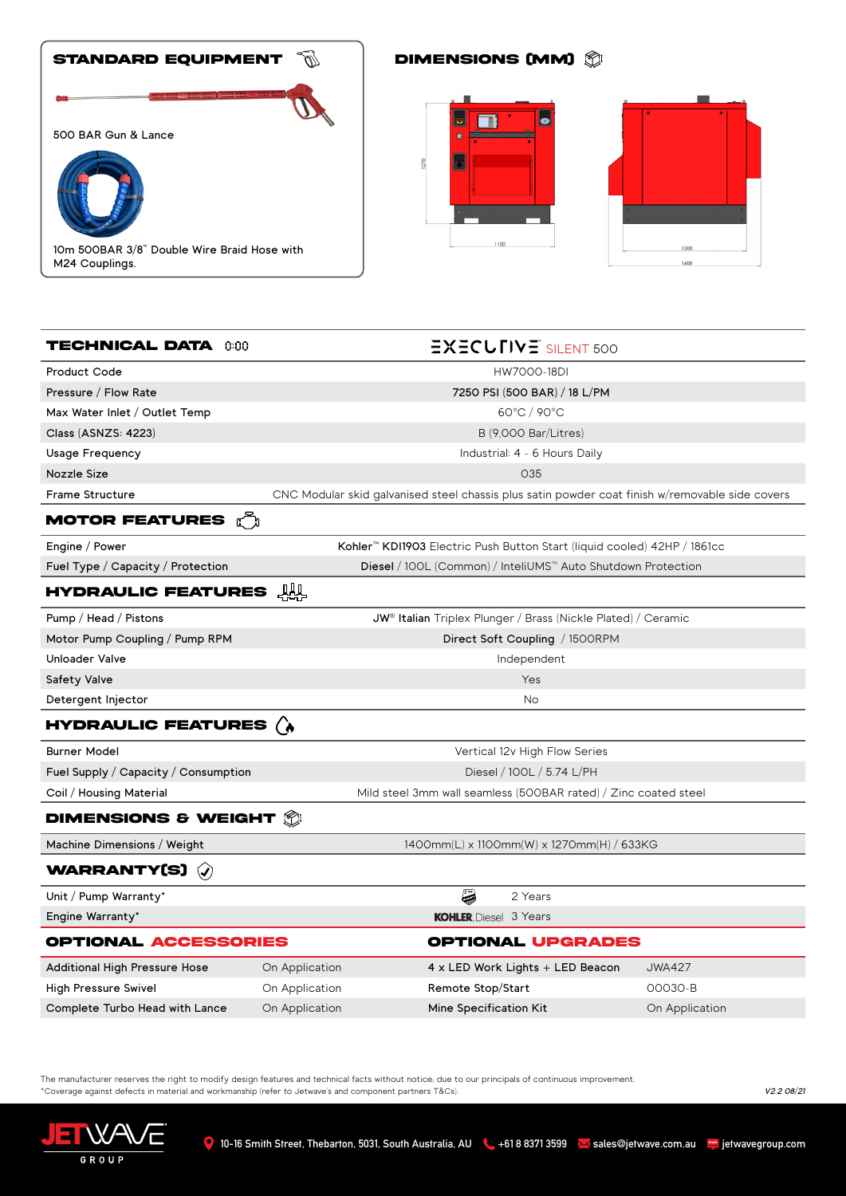## STANDARD EQUIPMENT

500 BAR Gun & Lance

10m 500BAR 3/8" Double Wire Braid Hose with M24 Couplings.

## DIMENSIONS (MM)

1270

1100

1300

1600

| TECHNICAL DATA | EXECUTIVE SILENT 500 |
|---|---|
| Product Code | HW7000-18DI |
| Pressure / Flow Rate | 7250 PSI (500 BAR) / 18 L/PM |
| Max Water Inlet / Outlet Temp | 60°C / 90°C |
| Class (ASNZS: 4223) | B (9,000 Bar/Litres) |
| Usage Frequency | Industrial: 4 - 6 Hours Daily |
| Nozzle Size | 035 |
| Frame Structure | CNC Modular skid galvanised steel chassis plus satin powder coat finish w/removable side covers |
| **MOTOR FEATURES** | |
| Engine / Power | Kohler™ KDI1903 Electric Push Button Start (liquid cooled) 42HP / 1861cc |
| Fuel Type / Capacity / Protection | Diesel / 100L (Common) / InteliUMS™ Auto Shutdown Protection |
| **HYDRAULIC FEATURES** | |
| Pump / Head / Pistons | JW® Italian Triplex Plunger / Brass (Nickle Plated) / Ceramic |
| Motor Pump Coupling / Pump RPM | Direct Soft Coupling / 1500RPM |
| Unloader Valve | Independent |
| Safety Valve | Yes |
| Detergent Injector | No |
| **HYDRAULIC FEATURES** | |
| Burner Model | Vertical 12v High Flow Series |
| Fuel Supply / Capacity / Consumption | Diesel / 100L / 5.74 L/PH |
| Coil / Housing Material | Mild steel 3mm wall seamless (500BAR rated) / Zinc coated steel |
| **DIMENSIONS & WEIGHT** | |
| Machine Dimensions / Weight | 1400mm(L) x 1100mm(W) x 1270mm(H) / 633KG |
| **WARRANTY(S)** | |
| Unit / Pump Warranty* | 2 Years |
| Engine Warranty* | KOHLER Diesel 3 Years |

| OPTIONAL ACCESSORIES | | OPTIONAL UPGRADES | |
|---|---|---|---|
| Additional High Pressure Hose | On Application | 4 x LED Work Lights + LED Beacon | JWA427 |
| High Pressure Swivel | On Application | Remote Stop/Start | 00030-B |
| Complete Turbo Head with Lance | On Application | Mine Specification Kit | On Application |

The manufacturer reserves the right to modify design features and technical facts without notice, due to our principals of continuous improvement.
*Coverage against defects in material and workmanship (refer to Jetwave's and component partners T&Cs).

V2.2 08/21

JETWAVE GROUP

10-16 Smith Street, Thebarton, South Australia, AU | +61 8 8371 3599 | sales@jetwave.com.au | jetwavegroup.com